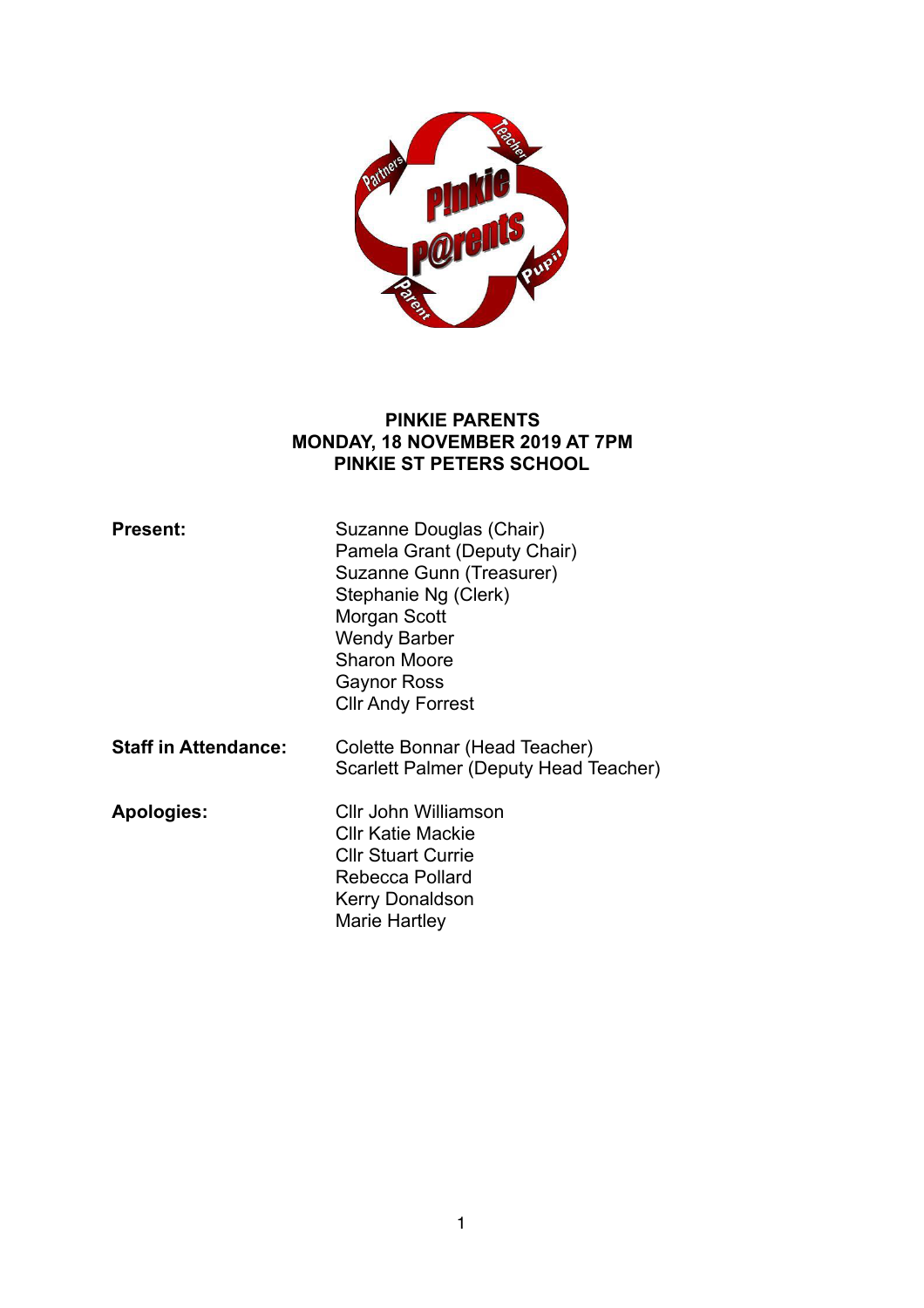**PINKIE PARENTS**
**MONDAY, 18 NOVEMBER 2019 AT 7PM**
**PINKIE ST PETERS SCHOOL**

**Present:**

Suzanne Douglas (Chair)
Pamela Grant (Deputy Chair)
Suzanne Gunn (Treasurer)
Stephanie Ng (Clerk)
Morgan Scott
Wendy Barber
Sharon Moore
Gaynor Ross
Cllr Andy Forrest

**Staff in Attendance:**

Colette Bonnar (Head Teacher)
Scarlett Palmer (Deputy Head Teacher)

**Apologies:**

Cllr John Williamson
Cllr Katie Mackie
Cllr Stuart Currie
Rebecca Pollard
Kerry Donaldson
Marie Hartley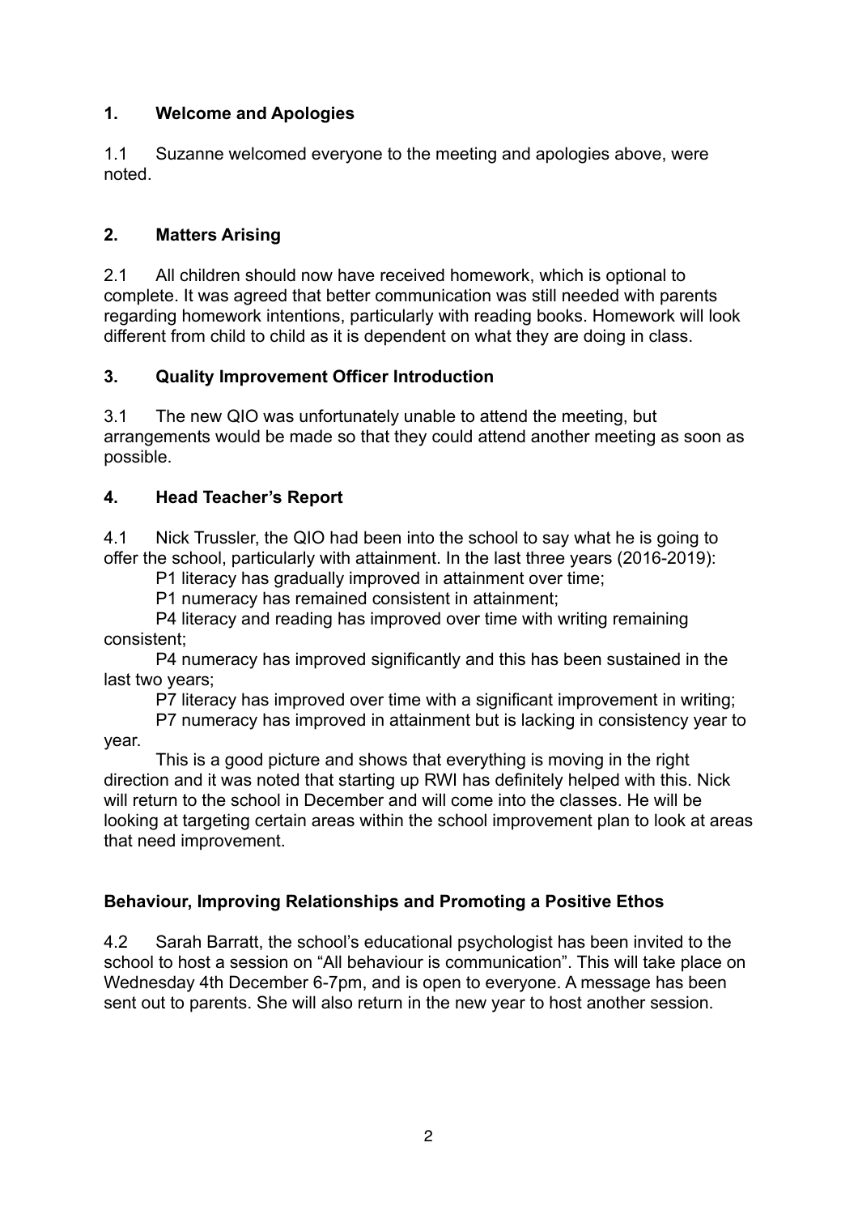## 1. Welcome and Apologies

1.1 Suzanne welcomed everyone to the meeting and apologies above, were noted.

## 2. Matters Arising

2.1 All children should now have received homework, which is optional to complete. It was agreed that better communication was still needed with parents regarding homework intentions, particularly with reading books. Homework will look different from child to child as it is dependent on what they are doing in class.

## 3. Quality Improvement Officer Introduction

3.1 The new QIO was unfortunately unable to attend the meeting, but arrangements would be made so that they could attend another meeting as soon as possible.

## 4. Head Teacher's Report

4.1 Nick Trussler, the QIO had been into the school to say what he is going to offer the school, particularly with attainment. In the last three years (2016-2019):

P1 literacy has gradually improved in attainment over time;

P1 numeracy has remained consistent in attainment;

P4 literacy and reading has improved over time with writing remaining consistent;

P4 numeracy has improved significantly and this has been sustained in the last two years;

P7 literacy has improved over time with a significant improvement in writing;

P7 numeracy has improved in attainment but is lacking in consistency year to year.

This is a good picture and shows that everything is moving in the right direction and it was noted that starting up RWI has definitely helped with this. Nick will return to the school in December and will come into the classes. He will be looking at targeting certain areas within the school improvement plan to look at areas that need improvement.

### Behaviour, Improving Relationships and Promoting a Positive Ethos

4.2 Sarah Barratt, the school's educational psychologist has been invited to the school to host a session on "All behaviour is communication". This will take place on Wednesday 4th December 6-7pm, and is open to everyone. A message has been sent out to parents. She will also return in the new year to host another session.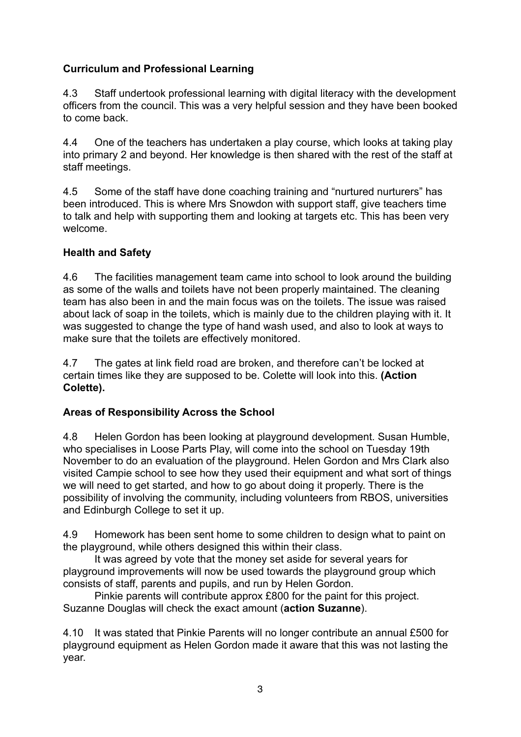**Curriculum and Professional Learning**

4.3 Staff undertook professional learning with digital literacy with the development officers from the council. This was a very helpful session and they have been booked to come back.

4.4 One of the teachers has undertaken a play course, which looks at taking play into primary 2 and beyond. Her knowledge is then shared with the rest of the staff at staff meetings.

4.5 Some of the staff have done coaching training and "nurtured nurturers" has been introduced. This is where Mrs Snowdon with support staff, give teachers time to talk and help with supporting them and looking at targets etc. This has been very welcome.

**Health and Safety**

4.6 The facilities management team came into school to look around the building as some of the walls and toilets have not been properly maintained. The cleaning team has also been in and the main focus was on the toilets. The issue was raised about lack of soap in the toilets, which is mainly due to the children playing with it. It was suggested to change the type of hand wash used, and also to look at ways to make sure that the toilets are effectively monitored.

4.7 The gates at link field road are broken, and therefore can't be locked at certain times like they are supposed to be. Colette will look into this. **(Action Colette).**

**Areas of Responsibility Across the School**

4.8 Helen Gordon has been looking at playground development. Susan Humble, who specialises in Loose Parts Play, will come into the school on Tuesday 19th November to do an evaluation of the playground. Helen Gordon and Mrs Clark also visited Campie school to see how they used their equipment and what sort of things we will need to get started, and how to go about doing it properly. There is the possibility of involving the community, including volunteers from RBOS, universities and Edinburgh College to set it up.

4.9 Homework has been sent home to some children to design what to paint on the playground, while others designed this within their class.

It was agreed by vote that the money set aside for several years for playground improvements will now be used towards the playground group which consists of staff, parents and pupils, and run by Helen Gordon.

Pinkie parents will contribute approx £800 for the paint for this project. Suzanne Douglas will check the exact amount (**action Suzanne**).

4.10 It was stated that Pinkie Parents will no longer contribute an annual £500 for playground equipment as Helen Gordon made it aware that this was not lasting the year.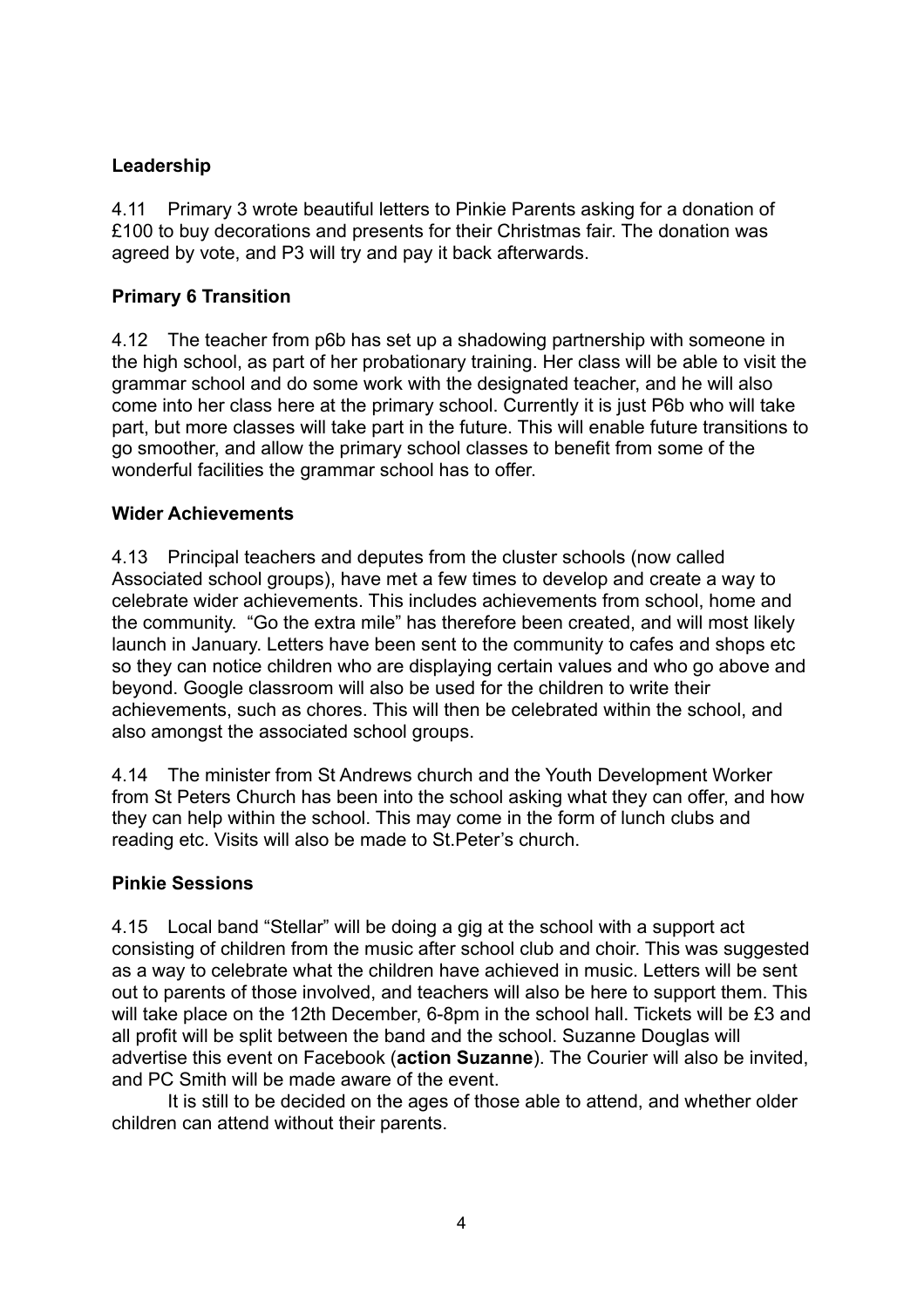**Leadership**

4.11 Primary 3 wrote beautiful letters to Pinkie Parents asking for a donation of £100 to buy decorations and presents for their Christmas fair. The donation was agreed by vote, and P3 will try and pay it back afterwards.

**Primary 6 Transition**

4.12 The teacher from p6b has set up a shadowing partnership with someone in the high school, as part of her probationary training. Her class will be able to visit the grammar school and do some work with the designated teacher, and he will also come into her class here at the primary school. Currently it is just P6b who will take part, but more classes will take part in the future. This will enable future transitions to go smoother, and allow the primary school classes to benefit from some of the wonderful facilities the grammar school has to offer.

**Wider Achievements**

4.13 Principal teachers and deputes from the cluster schools (now called Associated school groups), have met a few times to develop and create a way to celebrate wider achievements. This includes achievements from school, home and the community. "Go the extra mile" has therefore been created, and will most likely launch in January. Letters have been sent to the community to cafes and shops etc so they can notice children who are displaying certain values and who go above and beyond. Google classroom will also be used for the children to write their achievements, such as chores. This will then be celebrated within the school, and also amongst the associated school groups.

4.14 The minister from St Andrews church and the Youth Development Worker from St Peters Church has been into the school asking what they can offer, and how they can help within the school. This may come in the form of lunch clubs and reading etc. Visits will also be made to St.Peter's church.

**Pinkie Sessions**

4.15 Local band "Stellar" will be doing a gig at the school with a support act consisting of children from the music after school club and choir. This was suggested as a way to celebrate what the children have achieved in music. Letters will be sent out to parents of those involved, and teachers will also be here to support them. This will take place on the 12th December, 6-8pm in the school hall. Tickets will be £3 and all profit will be split between the band and the school. Suzanne Douglas will advertise this event on Facebook (**action Suzanne**). The Courier will also be invited, and PC Smith will be made aware of the event.

It is still to be decided on the ages of those able to attend, and whether older children can attend without their parents.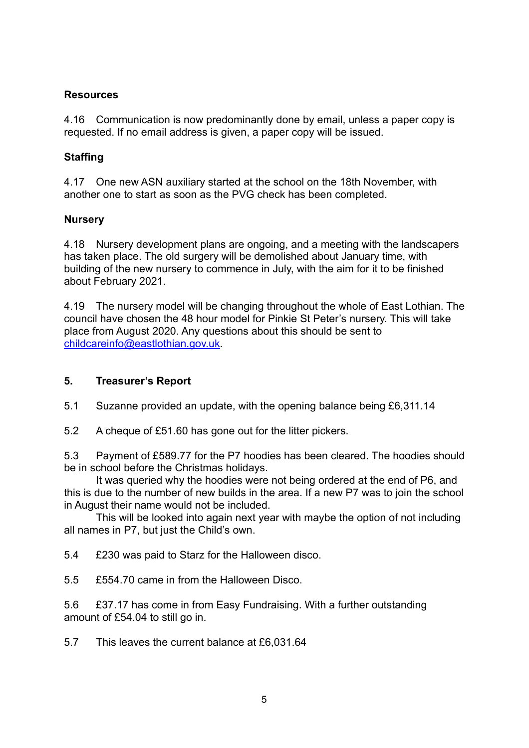**Resources**

4.16 Communication is now predominantly done by email, unless a paper copy is requested. If no email address is given, a paper copy will be issued.

**Staffing**

4.17 One new ASN auxiliary started at the school on the 18th November, with another one to start as soon as the PVG check has been completed.

**Nursery**

4.18 Nursery development plans are ongoing, and a meeting with the landscapers has taken place. The old surgery will be demolished about January time, with building of the new nursery to commence in July, with the aim for it to be finished about February 2021.

4.19 The nursery model will be changing throughout the whole of East Lothian. The council have chosen the 48 hour model for Pinkie St Peter's nursery. This will take place from August 2020. Any questions about this should be sent to [childcareinfo@eastlothian.gov.uk](mailto:childcareinfo@eastlothian.gov.uk).

## 5. Treasurer's Report

5.1 Suzanne provided an update, with the opening balance being £6,311.14

5.2 A cheque of £51.60 has gone out for the litter pickers.

5.3 Payment of £589.77 for the P7 hoodies has been cleared. The hoodies should be in school before the Christmas holidays.

It was queried why the hoodies were not being ordered at the end of P6, and this is due to the number of new builds in the area. If a new P7 was to join the school in August their name would not be included.

This will be looked into again next year with maybe the option of not including all names in P7, but just the Child's own.

5.4 £230 was paid to Starz for the Halloween disco.

5.5 £554.70 came in from the Halloween Disco.

5.6 £37.17 has come in from Easy Fundraising. With a further outstanding amount of £54.04 to still go in.

5.7 This leaves the current balance at £6,031.64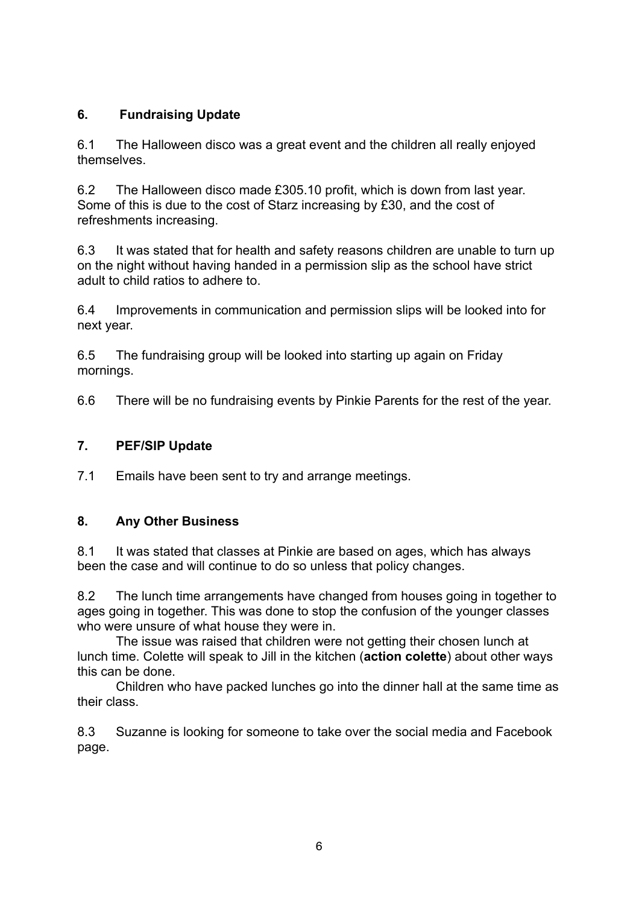## 6. Fundraising Update

6.1 The Halloween disco was a great event and the children all really enjoyed themselves.

6.2 The Halloween disco made £305.10 profit, which is down from last year. Some of this is due to the cost of Starz increasing by £30, and the cost of refreshments increasing.

6.3 It was stated that for health and safety reasons children are unable to turn up on the night without having handed in a permission slip as the school have strict adult to child ratios to adhere to.

6.4 Improvements in communication and permission slips will be looked into for next year.

6.5 The fundraising group will be looked into starting up again on Friday mornings.

6.6 There will be no fundraising events by Pinkie Parents for the rest of the year.

## 7. PEF/SIP Update

7.1 Emails have been sent to try and arrange meetings.

## 8. Any Other Business

8.1 It was stated that classes at Pinkie are based on ages, which has always been the case and will continue to do so unless that policy changes.

8.2 The lunch time arrangements have changed from houses going in together to ages going in together. This was done to stop the confusion of the younger classes who were unsure of what house they were in.

The issue was raised that children were not getting their chosen lunch at lunch time. Colette will speak to Jill in the kitchen (**action colette**) about other ways this can be done.

Children who have packed lunches go into the dinner hall at the same time as their class.

8.3 Suzanne is looking for someone to take over the social media and Facebook page.